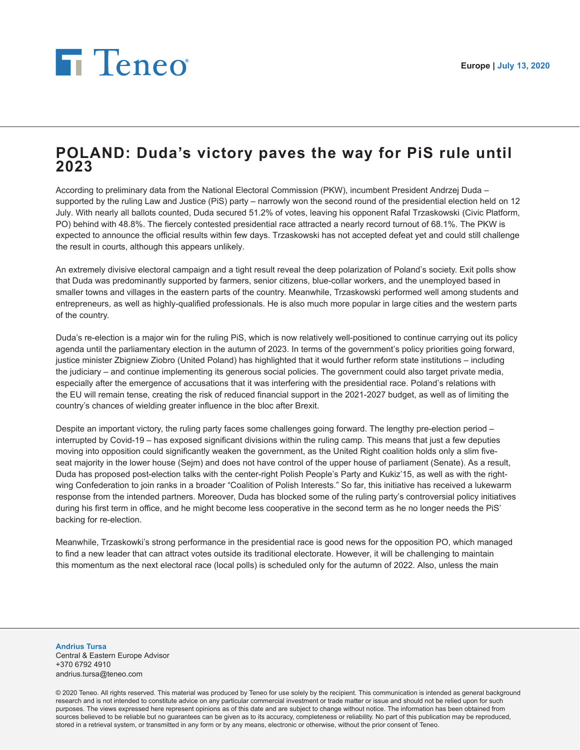Teneo

Europe | July 13, 2020

# POLAND: Duda's victory paves the way for PiS rule until 2023

According to preliminary data from the National Electoral Commission (PKW), incumbent President Andrzej Duda – supported by the ruling Law and Justice (PiS) party – narrowly won the second round of the presidential election held on 12 July. With nearly all ballots counted, Duda secured 51.2% of votes, leaving his opponent Rafal Trzaskowski (Civic Platform, PO) behind with 48.8%. The fiercely contested presidential race attracted a nearly record turnout of 68.1%. The PKW is expected to announce the official results within few days. Trzaskowski has not accepted defeat yet and could still challenge the result in courts, although this appears unlikely.

An extremely divisive electoral campaign and a tight result reveal the deep polarization of Poland's society. Exit polls show that Duda was predominantly supported by farmers, senior citizens, blue-collar workers, and the unemployed based in smaller towns and villages in the eastern parts of the country. Meanwhile, Trzaskowski performed well among students and entrepreneurs, as well as highly-qualified professionals. He is also much more popular in large cities and the western parts of the country.

Duda's re-election is a major win for the ruling PiS, which is now relatively well-positioned to continue carrying out its policy agenda until the parliamentary election in the autumn of 2023. In terms of the government's policy priorities going forward, justice minister Zbigniew Ziobro (United Poland) has highlighted that it would further reform state institutions – including the judiciary – and continue implementing its generous social policies. The government could also target private media, especially after the emergence of accusations that it was interfering with the presidential race. Poland's relations with the EU will remain tense, creating the risk of reduced financial support in the 2021-2027 budget, as well as of limiting the country's chances of wielding greater influence in the bloc after Brexit.

Despite an important victory, the ruling party faces some challenges going forward. The lengthy pre-election period – interrupted by Covid-19 – has exposed significant divisions within the ruling camp. This means that just a few deputies moving into opposition could significantly weaken the government, as the United Right coalition holds only a slim five-seat majority in the lower house (Sejm) and does not have control of the upper house of parliament (Senate). As a result, Duda has proposed post-election talks with the center-right Polish People's Party and Kukiz'15, as well as with the right-wing Confederation to join ranks in a broader "Coalition of Polish Interests." So far, this initiative has received a lukewarm response from the intended partners. Moreover, Duda has blocked some of the ruling party's controversial policy initiatives during his first term in office, and he might become less cooperative in the second term as he no longer needs the PiS' backing for re-election.

Meanwhile, Trzaskowki's strong performance in the presidential race is good news for the opposition PO, which managed to find a new leader that can attract votes outside its traditional electorate. However, it will be challenging to maintain this momentum as the next electoral race (local polls) is scheduled only for the autumn of 2022. Also, unless the main

**Andrius Tursa**
Central & Eastern Europe Advisor
+370 6792 4910
andrius.tursa@teneo.com

© 2020 Teneo. All rights reserved. This material was produced by Teneo for use solely by the recipient. This communication is intended as general background research and is not intended to constitute advice on any particular commercial investment or trade matter or issue and should not be relied upon for such purposes. The views expressed here represent opinions as of this date and are subject to change without notice. The information has been obtained from sources believed to be reliable but no guarantees can be given as to its accuracy, completeness or reliability. No part of this publication may be reproduced, stored in a retrieval system, or transmitted in any form or by any means, electronic or otherwise, without the prior consent of Teneo.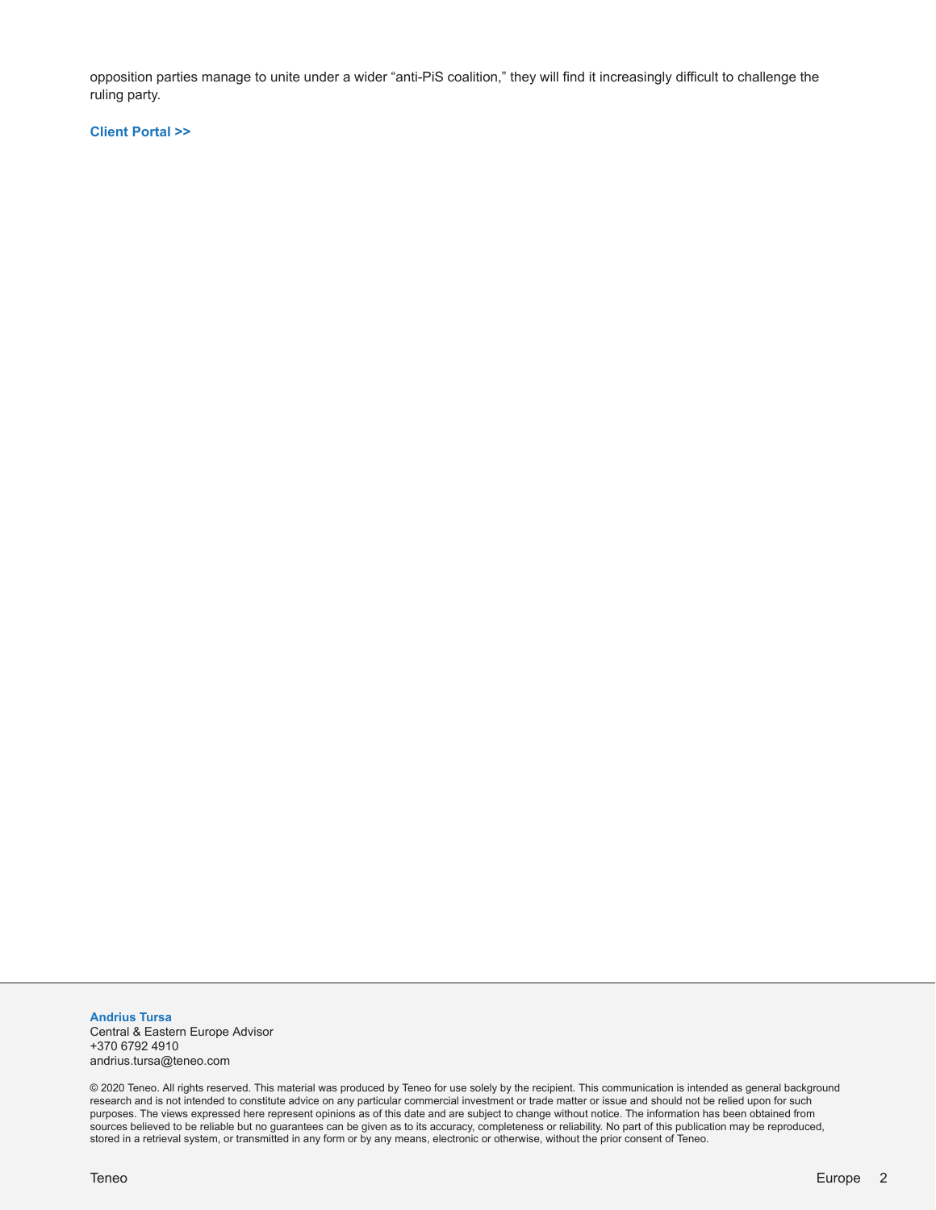opposition parties manage to unite under a wider “anti-PiS coalition,” they will find it increasingly difficult to challenge the ruling party.

**Client Portal >>**

**Andrius Tursa**
Central & Eastern Europe Advisor
+370 6792 4910
andrius.tursa@teneo.com

© 2020 Teneo. All rights reserved. This material was produced by Teneo for use solely by the recipient. This communication is intended as general background research and is not intended to constitute advice on any particular commercial investment or trade matter or issue and should not be relied upon for such purposes. The views expressed here represent opinions as of this date and are subject to change without notice. The information has been obtained from sources believed to be reliable but no guarantees can be given as to its accuracy, completeness or reliability. No part of this publication may be reproduced, stored in a retrieval system, or transmitted in any form or by any means, electronic or otherwise, without the prior consent of Teneo.